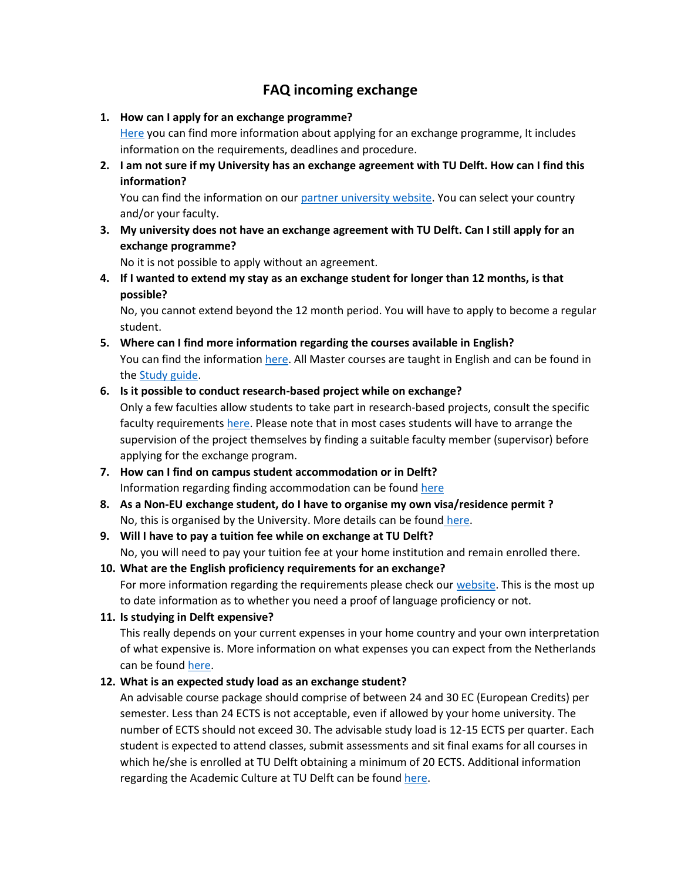# FAQ incoming exchange

1. **How can I apply for an exchange programme?**
   Here you can find more information about applying for an exchange programme, It includes information on the requirements, deadlines and procedure.
2. **I am not sure if my University has an exchange agreement with TU Delft. How can I find this information?**
   You can find the information on our partner university website. You can select your country and/or your faculty.
3. **My university does not have an exchange agreement with TU Delft. Can I still apply for an exchange programme?**
   No it is not possible to apply without an agreement.
4. **If I wanted to extend my stay as an exchange student for longer than 12 months, is that possible?**
   No, you cannot extend beyond the 12 month period. You will have to apply to become a regular student.
5. **Where can I find more information regarding the courses available in English?**
   You can find the information here. All Master courses are taught in English and can be found in the Study guide.
6. **Is it possible to conduct research-based project while on exchange?**
   Only a few faculties allow students to take part in research-based projects, consult the specific faculty requirements here. Please note that in most cases students will have to arrange the supervision of the project themselves by finding a suitable faculty member (supervisor) before applying for the exchange program.
7. **How can I find on campus student accommodation or in Delft?**
   Information regarding finding accommodation can be found here
8. **As a Non-EU exchange student, do I have to organise my own visa/residence permit ?**
   No, this is organised by the University. More details can be found here.
9. **Will I have to pay a tuition fee while on exchange at TU Delft?**
   No, you will need to pay your tuition fee at your home institution and remain enrolled there.
10. **What are the English proficiency requirements for an exchange?**
    For more information regarding the requirements please check our website. This is the most up to date information as to whether you need a proof of language proficiency or not.
11. **Is studying in Delft expensive?**
    This really depends on your current expenses in your home country and your own interpretation of what expensive is. More information on what expenses you can expect from the Netherlands can be found here.
12. **What is an expected study load as an exchange student?**
    An advisable course package should comprise of between 24 and 30 EC (European Credits) per semester. Less than 24 ECTS is not acceptable, even if allowed by your home university. The number of ECTS should not exceed 30. The advisable study load is 12-15 ECTS per quarter. Each student is expected to attend classes, submit assessments and sit final exams for all courses in which he/she is enrolled at TU Delft obtaining a minimum of 20 ECTS. Additional information regarding the Academic Culture at TU Delft can be found here.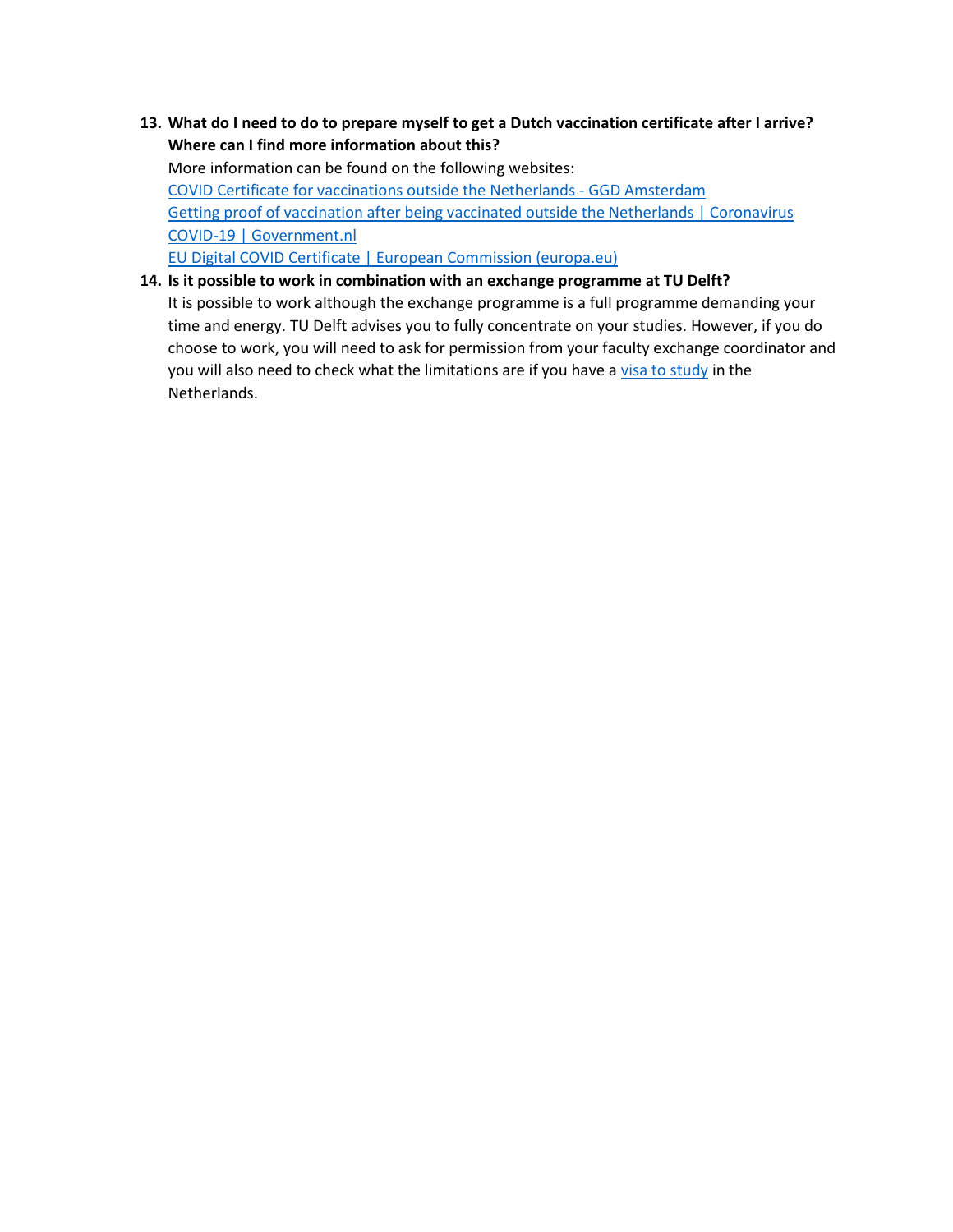13. **What do I need to do to prepare myself to get a Dutch vaccination certificate after I arrive? Where can I find more information about this?**
    More information can be found on the following websites:
    [COVID Certificate for vaccinations outside the Netherlands - GGD Amsterdam]()
    [Getting proof of vaccination after being vaccinated outside the Netherlands | Coronavirus COVID-19 | Government.nl]()
    [EU Digital COVID Certificate | European Commission (europa.eu)]()
14. **Is it possible to work in combination with an exchange programme at TU Delft?**
    It is possible to work although the exchange programme is a full programme demanding your time and energy. TU Delft advises you to fully concentrate on your studies. However, if you do choose to work, you will need to ask for permission from your faculty exchange coordinator and you will also need to check what the limitations are if you have a [visa to study]() in the Netherlands.